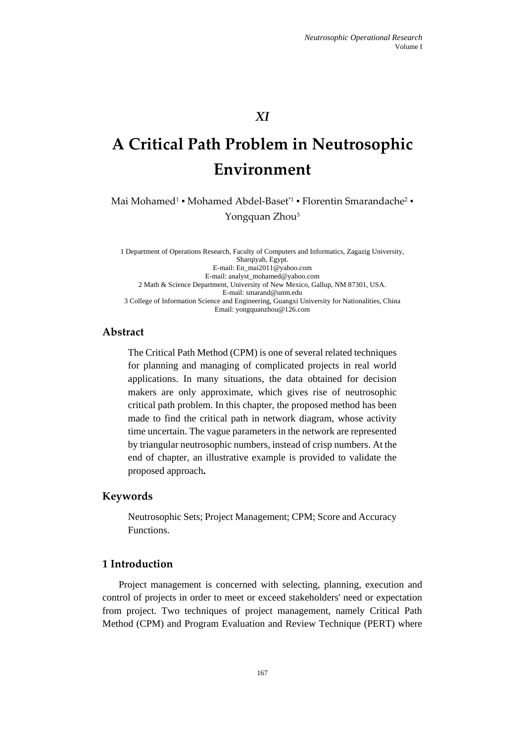*XI*

# A Critical Path Problem in Neutrosophic Environment

Mai Mohamed[1] ▪ Mohamed Abdel-Baset*[1] ▪ Florentin Smarandache[2] ▪ Yongquan Zhou[3]

1 Department of Operations Research, Faculty of Computers and Informatics, Zagazig University, Sharqiyah, Egypt.
E-mail: En_mai2011@yahoo.com
E-mail: analyst_mohamed@yahoo.com
2 Math & Science Department, University of New Mexico, Gallup, NM 87301, USA.
E-mail: smarand@unm.edu
3 College of Information Science and Engineering, Guangxi University for Nationalities, China
Email: yongquanzhou@126.com

## Abstract

The Critical Path Method (CPM) is one of several related techniques for planning and managing of complicated projects in real world applications. In many situations, the data obtained for decision makers are only approximate, which gives rise of neutrosophic critical path problem. In this chapter, the proposed method has been made to find the critical path in network diagram, whose activity time uncertain. The vague parameters in the network are represented by triangular neutrosophic numbers, instead of crisp numbers. At the end of chapter, an illustrative example is provided to validate the proposed approach**.**

## Keywords

Neutrosophic Sets; Project Management; CPM; Score and Accuracy Functions.

## 1 Introduction

Project management is concerned with selecting, planning, execution and control of projects in order to meet or exceed stakeholders' need or expectation from project. Two techniques of project management, namely Critical Path Method (CPM) and Program Evaluation and Review Technique (PERT) where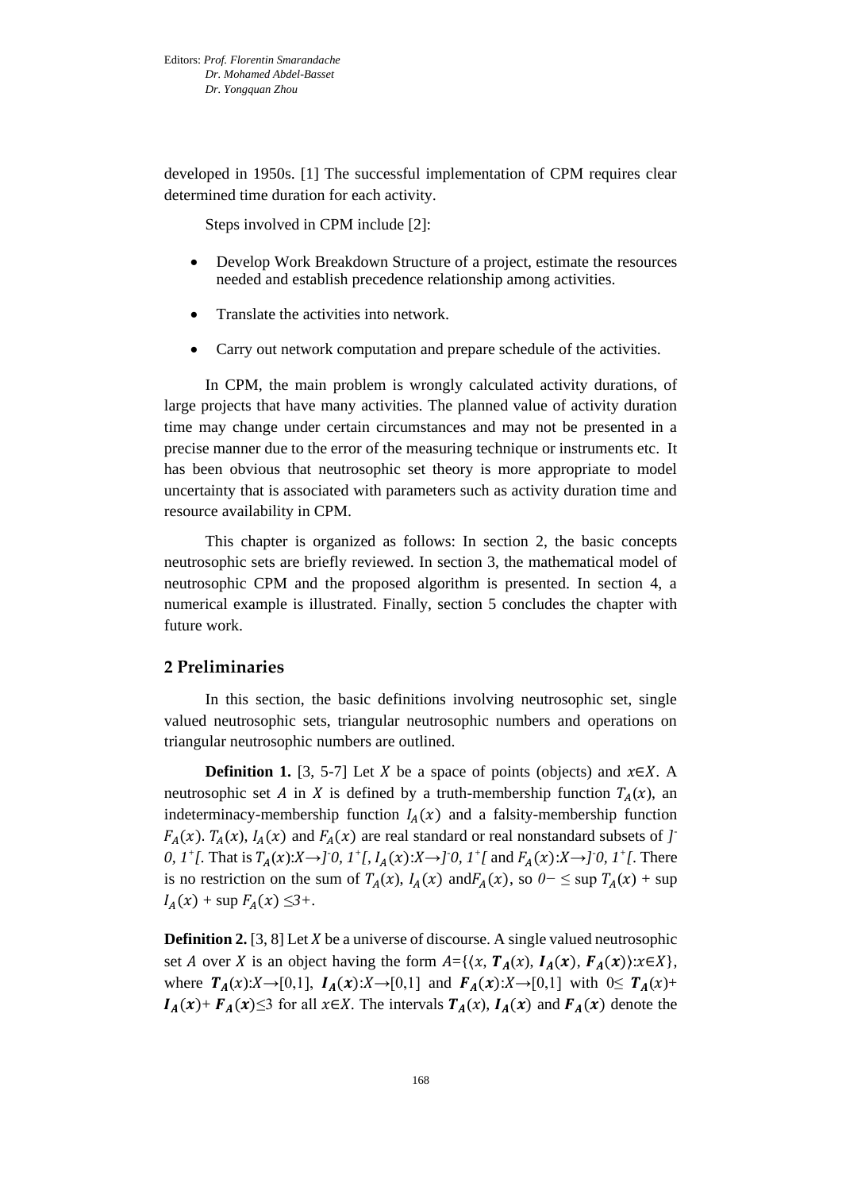developed in 1950s. [1] The successful implementation of CPM requires clear determined time duration for each activity.

Steps involved in CPM include [2]:

- Develop Work Breakdown Structure of a project, estimate the resources needed and establish precedence relationship among activities.
- Translate the activities into network.
- Carry out network computation and prepare schedule of the activities.

In CPM, the main problem is wrongly calculated activity durations, of large projects that have many activities. The planned value of activity duration time may change under certain circumstances and may not be presented in a precise manner due to the error of the measuring technique or instruments etc. It has been obvious that neutrosophic set theory is more appropriate to model uncertainty that is associated with parameters such as activity duration time and resource availability in CPM.

This chapter is organized as follows: In section 2, the basic concepts neutrosophic sets are briefly reviewed. In section 3, the mathematical model of neutrosophic CPM and the proposed algorithm is presented. In section 4, a numerical example is illustrated. Finally, section 5 concludes the chapter with future work.

## 2 Preliminaries

In this section, the basic definitions involving neutrosophic set, single valued neutrosophic sets, triangular neutrosophic numbers and operations on triangular neutrosophic numbers are outlined.

**Definition 1.** [3, 5-7] Let $X$ be a space of points (objects) and $x \in X$. A neutrosophic set $A$ in $X$ is defined by a truth-membership function $T_A(x)$, an indeterminacy-membership function $I_A(x)$ and a falsity-membership function $F_A(x)$. $T_A(x)$, $I_A(x)$ and $F_A(x)$ are real standard or real nonstandard subsets of $]^-0, 1^+[$. That is $T_A(x)$:$X \rightarrow ]^-0, 1^+[$, $I_A(x)$:$X \rightarrow ]^-0, 1^+[$ and $F_A(x)$:$X \rightarrow ]^-0, 1^+[$. There is no restriction on the sum of $T_A(x)$, $I_A(x)$ and $F_A(x)$, so $0- \leq \sup T_A(x) + \sup I_A(x) + \sup F_A(x) \leq 3+$.

**Definition 2.** [3, 8] Let $X$ be a universe of discourse. A single valued neutrosophic set $A$ over $X$ is an object having the form $A=\{\langle x, \boldsymbol{T_A}(x), \boldsymbol{I_A(x)}, \boldsymbol{F_A(x)}\rangle : x \in X\}$, where $\boldsymbol{T_A}(x)$:$X \rightarrow [0,1]$, $\boldsymbol{I_A(x)}$:$X \rightarrow [0,1]$ and $\boldsymbol{F_A(x)}$:$X \rightarrow [0,1]$ with $0 \leq \boldsymbol{T_A}(x) + \boldsymbol{I_A(x)} + \boldsymbol{F_A(x)} \leq 3$ for all $x \in X$. The intervals $\boldsymbol{T_A}(x)$, $\boldsymbol{I_A(x)}$ and $\boldsymbol{F_A(x)}$ denote the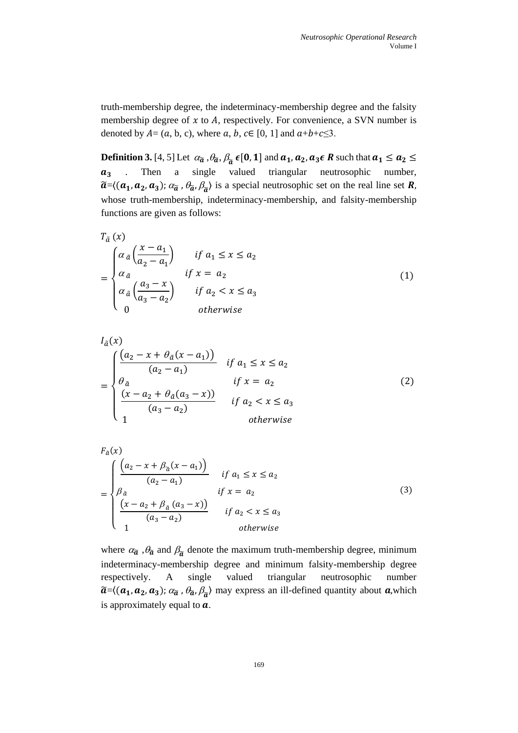truth-membership degree, the indeterminacy-membership degree and the falsity membership degree of $x$ to $A$, respectively. For convenience, a SVN number is denoted by $A = (a, b, c)$, where $a, b, c \in [0, 1]$ and $a+b+c \leq 3$.

**Definition 3.** [4, 5] Let $\alpha_{\tilde{a}}, \theta_{\tilde{a}}, \beta_{\tilde{a}} \in [0, 1]$ and $a_1, a_2, a_3 \in R$ such that $a_1 \leq a_2 \leq a_3$. Then a single valued triangular neutrosophic number, $\tilde{a} = \langle (a_1, a_2, a_3); \alpha_{\tilde{a}}, \theta_{\tilde{a}}, \beta_{\tilde{a}} \rangle$ is a special neutrosophic set on the real line set $R$, whose truth-membership, indeterminacy-membership, and falsity-membership functions are given as follows:

$$T_{\tilde{a}}(x) = \begin{cases} \alpha_{\tilde{a}} \left( \dfrac{x - a_1}{a_2 - a_1} \right) & if \ a_1 \leq x \leq a_2 \\ \alpha_{\tilde{a}} & if \ x = a_2 \\ \alpha_{\tilde{a}} \left( \dfrac{a_3 - x}{a_3 - a_2} \right) & if \ a_2 < x \leq a_3 \\ 0 & otherwise \end{cases} \quad (1)$$

$$I_{\tilde{a}}(x) = \begin{cases} \dfrac{\left(a_2 - x + \theta_{\tilde{a}}(x - a_1)\right)}{(a_2 - a_1)} & if \ a_1 \leq x \leq a_2 \\ \theta_{\tilde{a}} & if \ x = a_2 \\ \dfrac{\left(x - a_2 + \theta_{\tilde{a}}(a_3 - x)\right)}{(a_3 - a_2)} & if \ a_2 < x \leq a_3 \\ 1 & otherwise \end{cases} \quad (2)$$

$$F_{\tilde{a}}(x) = \begin{cases} \dfrac{\left(a_2 - x + \beta_{\tilde{a}}(x - a_1)\right)}{(a_2 - a_1)} & if \ a_1 \leq x \leq a_2 \\ \beta_{\tilde{a}} & if \ x = a_2 \\ \dfrac{\left(x - a_2 + \beta_{\tilde{a}}(a_3 - x)\right)}{(a_3 - a_2)} & if \ a_2 < x \leq a_3 \\ 1 & otherwise \end{cases} \quad (3)$$

where $\alpha_{\tilde{a}}, \theta_{\tilde{a}}$ and $\beta_{\tilde{a}}$ denote the maximum truth-membership degree, minimum indeterminacy-membership degree and minimum falsity-membership degree respectively. A single valued triangular neutrosophic number $\tilde{a} = \langle (a_1, a_2, a_3); \alpha_{\tilde{a}}, \theta_{\tilde{a}}, \beta_{\tilde{a}} \rangle$ may express an ill-defined quantity about $a$, which is approximately equal to $a$.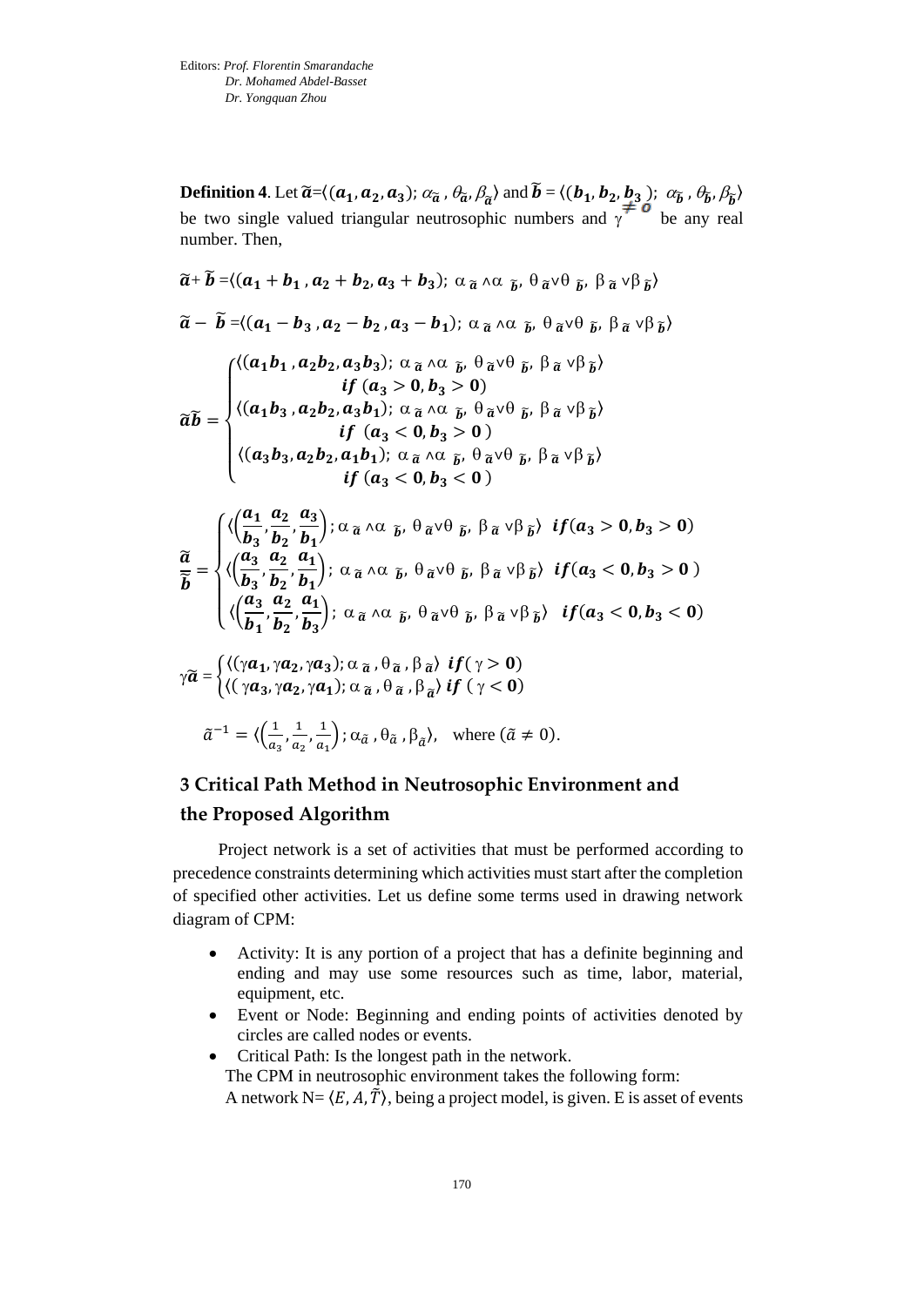Editors: *Prof. Florentin Smarandache*
*Dr. Mohamed Abdel-Basset*
*Dr. Yongquan Zhou*

**Definition 4**. Let $\tilde{a}=\langle(a_1, a_2, a_3); \alpha_{\tilde{a}}, \theta_{\tilde{a}}, \beta_{\tilde{a}}\rangle$ and $\tilde{b}=\langle(b_1, b_2, b_3); \alpha_{\tilde{b}}, \theta_{\tilde{b}}, \beta_{\tilde{b}}\rangle$ be two single valued triangular neutrosophic numbers and $\gamma \neq 0$ be any real number. Then,

$$\tilde{a}+\tilde{b}=\langle(a_1+b_1, a_2+b_2, a_3+b_3); \alpha_{\tilde{a}} \wedge \alpha_{\tilde{b}}, \theta_{\tilde{a}} \vee \theta_{\tilde{b}}, \beta_{\tilde{a}} \vee \beta_{\tilde{b}}\rangle$$

$$\tilde{a}-\tilde{b}=\langle(a_1-b_3, a_2-b_2, a_3-b_1); \alpha_{\tilde{a}} \wedge \alpha_{\tilde{b}}, \theta_{\tilde{a}} \vee \theta_{\tilde{b}}, \beta_{\tilde{a}} \vee \beta_{\tilde{b}}\rangle$$

$$\tilde{a}\tilde{b}=\begin{cases}\langle(a_1b_1, a_2b_2, a_3b_3); \alpha_{\tilde{a}} \wedge \alpha_{\tilde{b}}, \theta_{\tilde{a}} \vee \theta_{\tilde{b}}, \beta_{\tilde{a}} \vee \beta_{\tilde{b}}\rangle & if\ (a_3>0, b_3>0)\\ \langle(a_1b_3, a_2b_2, a_3b_1); \alpha_{\tilde{a}} \wedge \alpha_{\tilde{b}}, \theta_{\tilde{a}} \vee \theta_{\tilde{b}}, \beta_{\tilde{a}} \vee \beta_{\tilde{b}}\rangle & if\ (a_3<0, b_3>0)\\ \langle(a_3b_3, a_2b_2, a_1b_1); \alpha_{\tilde{a}} \wedge \alpha_{\tilde{b}}, \theta_{\tilde{a}} \vee \theta_{\tilde{b}}, \beta_{\tilde{a}} \vee \beta_{\tilde{b}}\rangle & if\ (a_3<0, b_3<0)\end{cases}$$

$$\frac{\tilde{a}}{\tilde{b}}=\begin{cases}\langle\left(\frac{a_1}{b_3}, \frac{a_2}{b_2}, \frac{a_3}{b_1}\right); \alpha_{\tilde{a}} \wedge \alpha_{\tilde{b}}, \theta_{\tilde{a}} \vee \theta_{\tilde{b}}, \beta_{\tilde{a}} \vee \beta_{\tilde{b}}\rangle & if (a_3>0, b_3>0)\\ \langle\left(\frac{a_3}{b_3}, \frac{a_2}{b_2}, \frac{a_1}{b_1}\right); \alpha_{\tilde{a}} \wedge \alpha_{\tilde{b}}, \theta_{\tilde{a}} \vee \theta_{\tilde{b}}, \beta_{\tilde{a}} \vee \beta_{\tilde{b}}\rangle & if (a_3<0, b_3>0)\\ \langle\left(\frac{a_3}{b_1}, \frac{a_2}{b_2}, \frac{a_1}{b_3}\right); \alpha_{\tilde{a}} \wedge \alpha_{\tilde{b}}, \theta_{\tilde{a}} \vee \theta_{\tilde{b}}, \beta_{\tilde{a}} \vee \beta_{\tilde{b}}\rangle & if (a_3<0, b_3<0)\end{cases}$$

$$\gamma\tilde{a}=\begin{cases}\langle(\gamma a_1, \gamma a_2, \gamma a_3); \alpha_{\tilde{a}}, \theta_{\tilde{a}}, \beta_{\tilde{a}}\rangle & if (\gamma>0)\\ \langle(\gamma a_3, \gamma a_2, \gamma a_1); \alpha_{\tilde{a}}, \theta_{\tilde{a}}, \beta_{\tilde{a}}\rangle & if (\gamma<0)\end{cases}$$

$$\tilde{a}^{-1}=\langle\left(\frac{1}{a_3}, \frac{1}{a_2}, \frac{1}{a_1}\right); \alpha_{\tilde{a}}, \theta_{\tilde{a}}, \beta_{\tilde{a}}\rangle, \quad \text{where } (\tilde{a} \neq 0).$$

## 3 Critical Path Method in Neutrosophic Environment and the Proposed Algorithm

Project network is a set of activities that must be performed according to precedence constraints determining which activities must start after the completion of specified other activities. Let us define some terms used in drawing network diagram of CPM:

- Activity: It is any portion of a project that has a definite beginning and ending and may use some resources such as time, labor, material, equipment, etc.
- Event or Node: Beginning and ending points of activities denoted by circles are called nodes or events.
- Critical Path: Is the longest path in the network.

The CPM in neutrosophic environment takes the following form:
A network N= $\langle E, A, \tilde{T}\rangle$, being a project model, is given. E is asset of events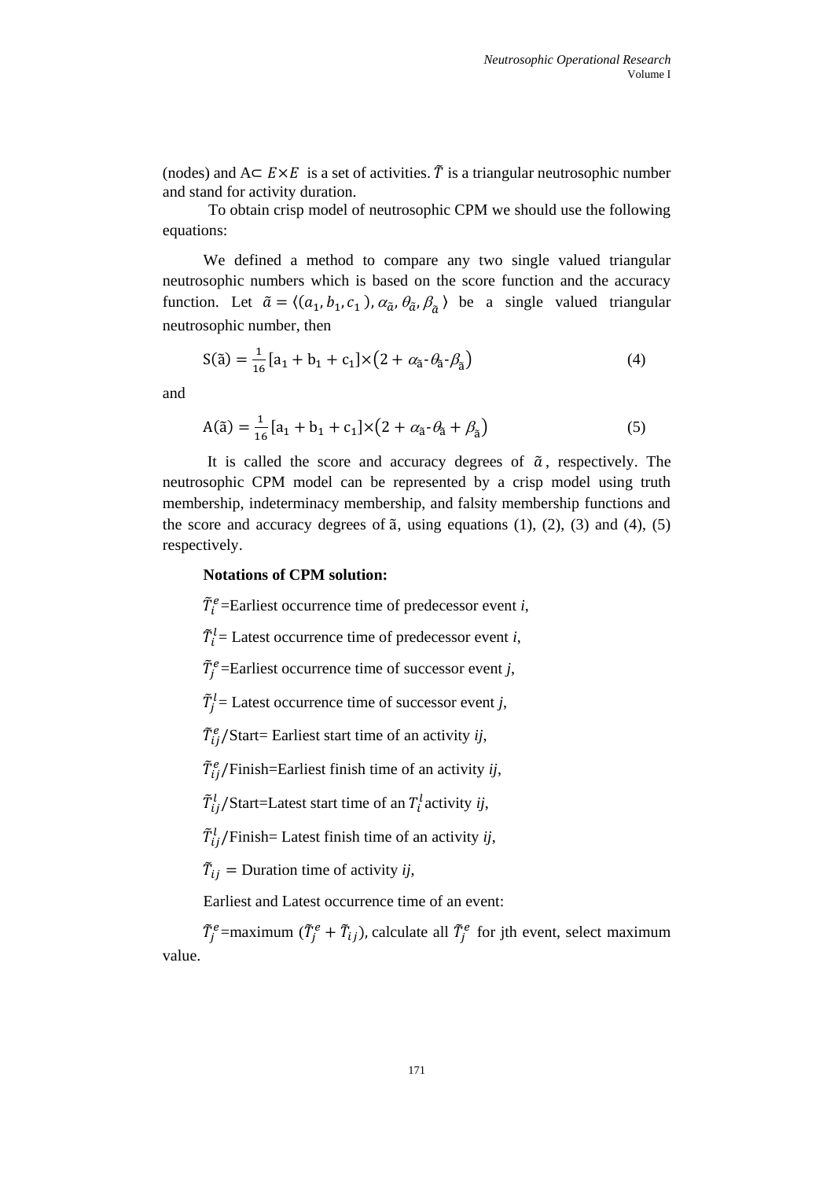(nodes) and A⊂ $E \times E$ is a set of activities. $\tilde{T}$ is a triangular neutrosophic number and stand for activity duration.

To obtain crisp model of neutrosophic CPM we should use the following equations:

We defined a method to compare any two single valued triangular neutrosophic numbers which is based on the score function and the accuracy function. Let $\tilde{a} = \langle (a_1, b_1, c_1), \alpha_{\tilde{a}}, \theta_{\tilde{a}}, \beta_{\tilde{a}} \rangle$ be a single valued triangular neutrosophic number, then

$$S(\tilde{a}) = \frac{1}{16}[a_1 + b_1 + c_1] \times (2 + \alpha_{\tilde{a}} - \theta_{\tilde{a}} - \beta_{\tilde{a}}) \qquad (4)$$

and

$$A(\tilde{a}) = \frac{1}{16}[a_1 + b_1 + c_1] \times (2 + \alpha_{\tilde{a}} - \theta_{\tilde{a}} + \beta_{\tilde{a}}) \qquad (5)$$

It is called the score and accuracy degrees of $\tilde{a}$, respectively. The neutrosophic CPM model can be represented by a crisp model using truth membership, indeterminacy membership, and falsity membership functions and the score and accuracy degrees of ã, using equations (1), (2), (3) and (4), (5) respectively.

**Notations of CPM solution:**

$\tilde{T}_i^e$=Earliest occurrence time of predecessor event *i*,

$\tilde{T}_i^l$= Latest occurrence time of predecessor event *i*,

$\tilde{T}_j^e$=Earliest occurrence time of successor event *j*,

$\tilde{T}_j^l$= Latest occurrence time of successor event *j*,

$\tilde{T}_{ij}^e$/Start= Earliest start time of an activity *ij*,

$\tilde{T}_{ij}^e$/Finish=Earliest finish time of an activity *ij*,

$\tilde{T}_{ij}^l$/Start=Latest start time of an $T_i^l$ activity *ij*,

$\tilde{T}_{ij}^l$/Finish= Latest finish time of an activity *ij*,

$\tilde{T}_{ij}$ = Duration time of activity *ij*,

Earliest and Latest occurrence time of an event:

$\tilde{T}_j^e$=maximum $(\tilde{T}_j^e + \tilde{T}_{ij})$, calculate all $\tilde{T}_j^e$ for jth event, select maximum value.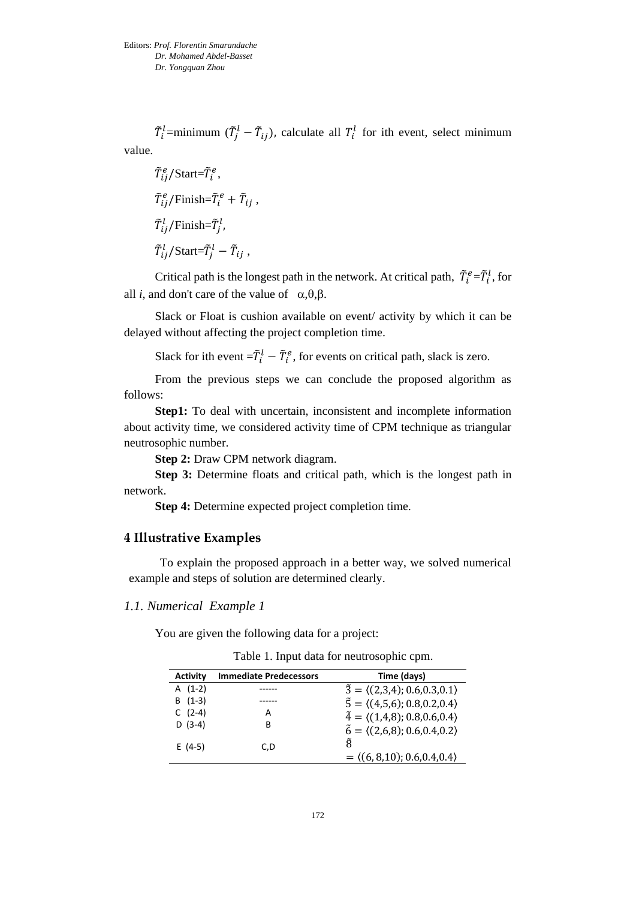$\tilde{T}_i^l$=minimum $(\tilde{T}_j^l - \tilde{T}_{ij})$, calculate all $T_i^l$ for ith event, select minimum value.

$\tilde{T}_{ij}^e$/Start=$\tilde{T}_i^e$,

$\tilde{T}_{ij}^e$/Finish=$\tilde{T}_i^e + \tilde{T}_{ij}$ ,

$\tilde{T}_{ij}^l$/Finish=$\tilde{T}_j^l$,

$\tilde{T}_{ij}^l$/Start=$\tilde{T}_j^l - \tilde{T}_{ij}$ ,

Critical path is the longest path in the network. At critical path, $\tilde{T}_i^e$=$\tilde{T}_i^l$, for all *i*, and don't care of the value of $\alpha,\theta,\beta$.

Slack or Float is cushion available on event/ activity by which it can be delayed without affecting the project completion time.

Slack for ith event =$\tilde{T}_i^l - \tilde{T}_i^e$, for events on critical path, slack is zero.

From the previous steps we can conclude the proposed algorithm as follows:

**Step1:** To deal with uncertain, inconsistent and incomplete information about activity time, we considered activity time of CPM technique as triangular neutrosophic number.

**Step 2:** Draw CPM network diagram.

**Step 3:** Determine floats and critical path, which is the longest path in network.

**Step 4:** Determine expected project completion time.

## 4 Illustrative Examples

To explain the proposed approach in a better way, we solved numerical example and steps of solution are determined clearly.

### *1.1. Numerical Example 1*

You are given the following data for a project:

Table 1. Input data for neutrosophic cpm.

| Activity | Immediate Predecessors | Time (days) |
|---|---|---|
| A (1-2) | ------ | $\tilde{3} = \langle(2,3,4); 0.6,0.3,0.1\rangle$ |
| B (1-3) | ------ | $\tilde{5} = \langle(4,5,6); 0.8,0.2,0.4\rangle$ |
| C (2-4) | A | $\tilde{4} = \langle(1,4,8); 0.8,0.6,0.4\rangle$ |
| D (3-4) | B | $\tilde{6} = \langle(2,6,8); 0.6,0.4,0.2\rangle$ |
| E (4-5) | C,D | $\tilde{8} = \langle(6,8,10); 0.6,0.4,0.4\rangle$ |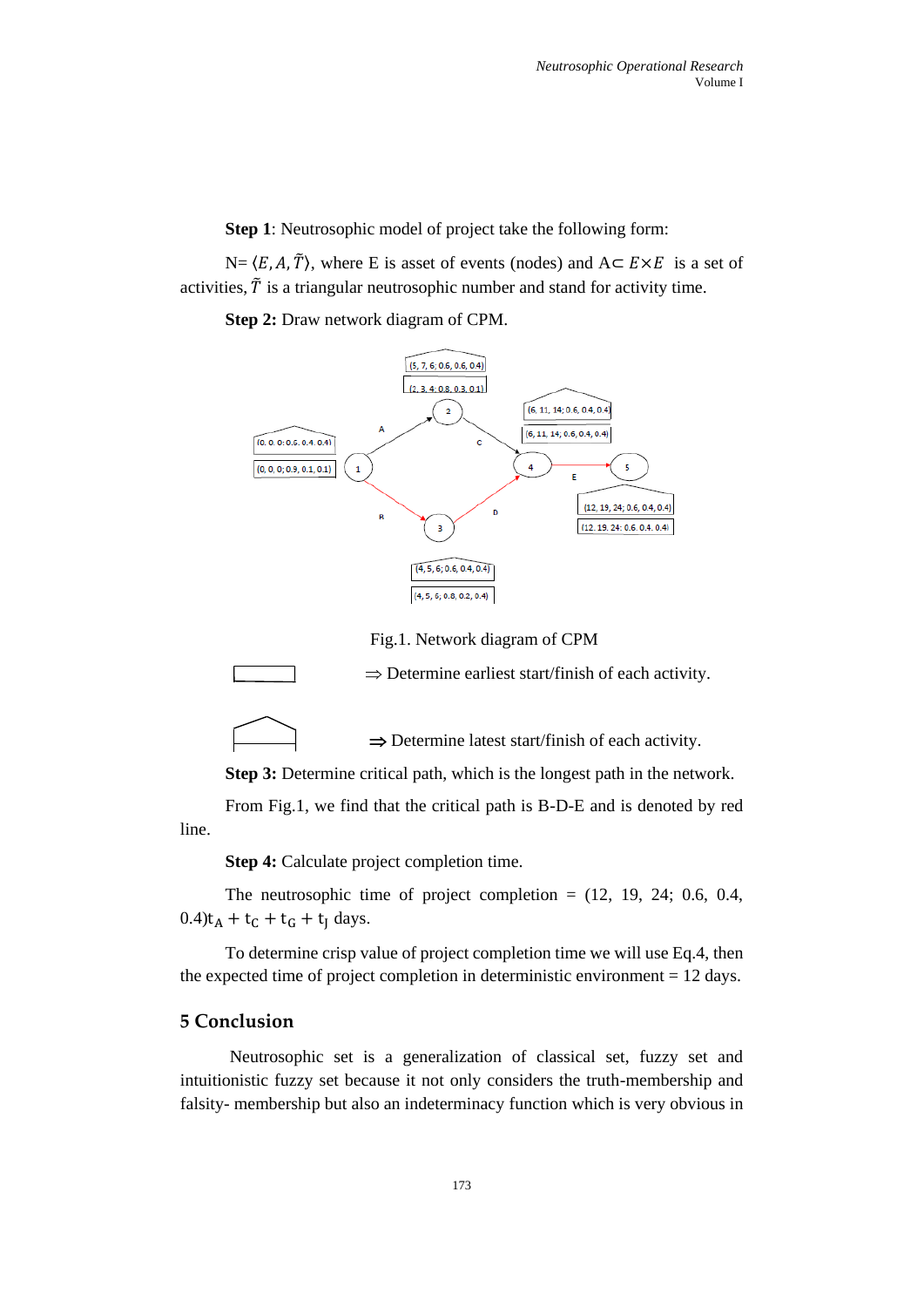**Step 1**: Neutrosophic model of project take the following form:

N= $\langle E, A, \tilde{T} \rangle$, where E is asset of events (nodes) and A$\subset E \times E$ is a set of activities, $\tilde{T}$ is a triangular neutrosophic number and stand for activity time.

**Step 2:** Draw network diagram of CPM.

Fig.1. Network diagram of CPM

⇒ Determine earliest start/finish of each activity.

⇒ Determine latest start/finish of each activity.

**Step 3:** Determine critical path, which is the longest path in the network.

From Fig.1, we find that the critical path is B-D-E and is denoted by red line.

**Step 4:** Calculate project completion time.

The neutrosophic time of project completion = (12, 19, 24; 0.6, 0.4, 0.4)$t_A + t_C + t_G + t_J$ days.

To determine crisp value of project completion time we will use Eq.4, then the expected time of project completion in deterministic environment = 12 days.

## 5 Conclusion

Neutrosophic set is a generalization of classical set, fuzzy set and intuitionistic fuzzy set because it not only considers the truth-membership and falsity- membership but also an indeterminacy function which is very obvious in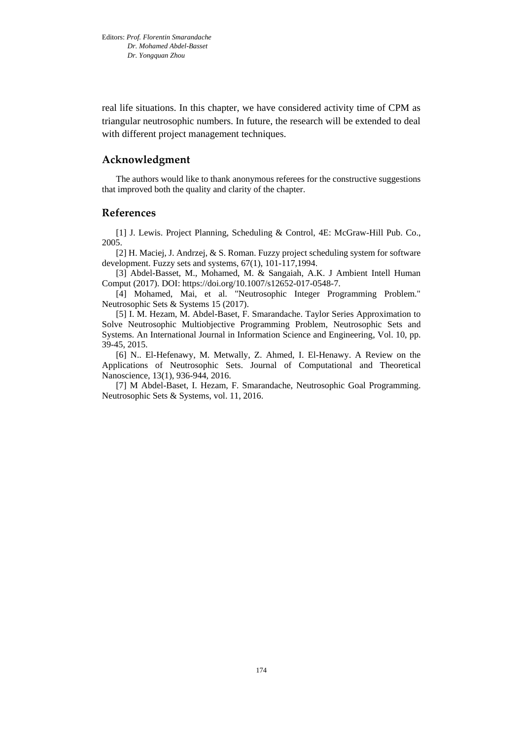real life situations. In this chapter, we have considered activity time of CPM as triangular neutrosophic numbers. In future, the research will be extended to deal with different project management techniques.

## Acknowledgment

The authors would like to thank anonymous referees for the constructive suggestions that improved both the quality and clarity of the chapter.

## References

[1] J. Lewis. Project Planning, Scheduling & Control, 4E: McGraw-Hill Pub. Co., 2005.

[2] H. Maciej, J. Andrzej, & S. Roman. Fuzzy project scheduling system for software development. Fuzzy sets and systems, 67(1), 101-117,1994.

[3] Abdel-Basset, M., Mohamed, M. & Sangaiah, A.K. J Ambient Intell Human Comput (2017). DOI: https://doi.org/10.1007/s12652-017-0548-7.

[4] Mohamed, Mai, et al. "Neutrosophic Integer Programming Problem." Neutrosophic Sets & Systems 15 (2017).

[5] I. M. Hezam, M. Abdel-Baset, F. Smarandache. Taylor Series Approximation to Solve Neutrosophic Multiobjective Programming Problem, Neutrosophic Sets and Systems. An International Journal in Information Science and Engineering, Vol. 10, pp. 39-45, 2015.

[6] N.. El-Hefenawy, M. Metwally, Z. Ahmed, I. El-Henawy. A Review on the Applications of Neutrosophic Sets. Journal of Computational and Theoretical Nanoscience, 13(1), 936-944, 2016.

[7] M Abdel-Baset, I. Hezam, F. Smarandache, Neutrosophic Goal Programming. Neutrosophic Sets & Systems, vol. 11, 2016.